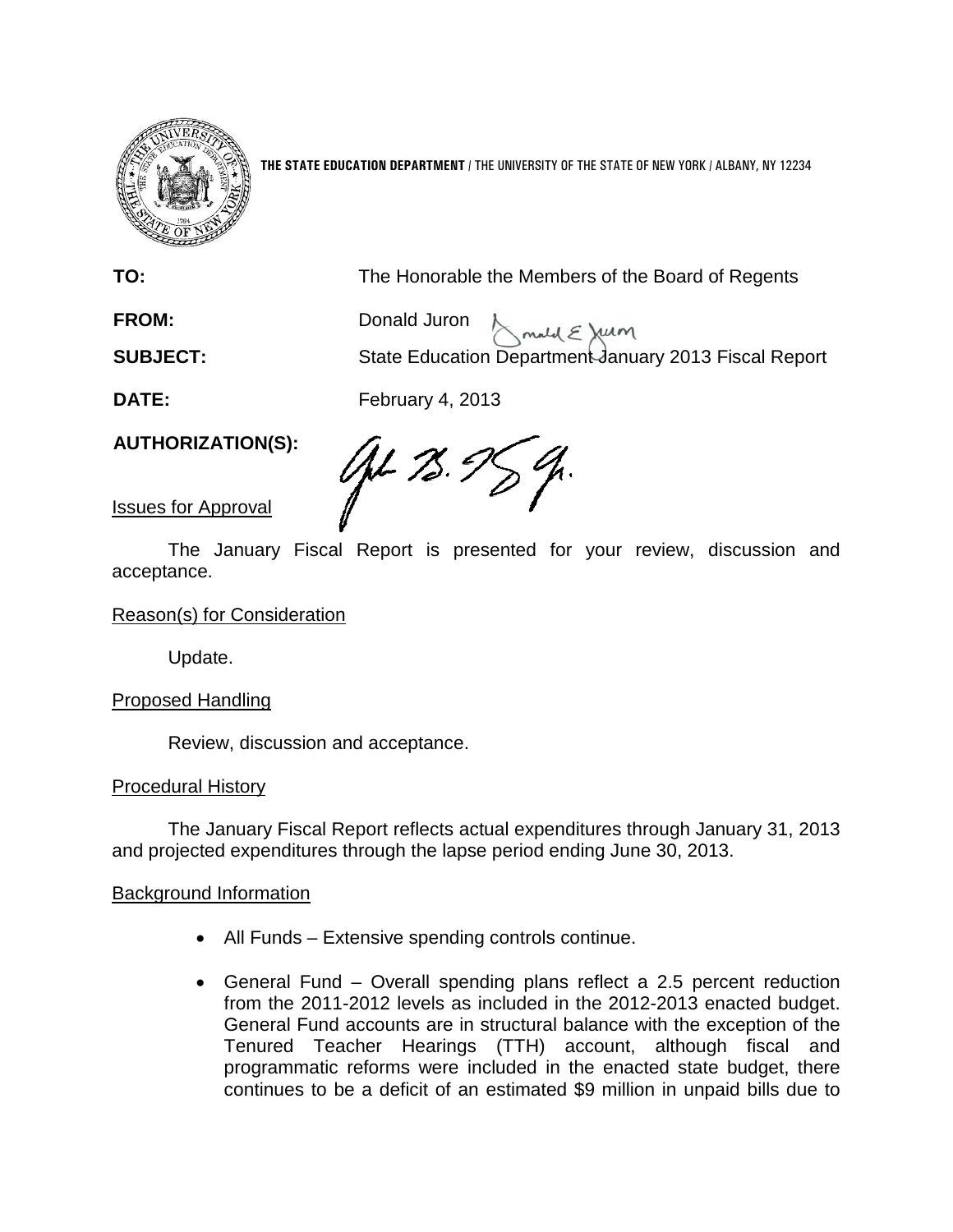**THE STATE EDUCATION DEPARTMENT** / THE UNIVERSITY OF THE STATE OF NEW YORK / ALBANY, NY 12234

**TO:** The Honorable the Members of the Board of Regents

**FROM:** Donald Juron

**SUBJECT:** State Education Department January 2013 Fiscal Report

**DATE:** February 4, 2013

**AUTHORIZATION(S):**

Issues for Approval

The January Fiscal Report is presented for your review, discussion and acceptance.

Reason(s) for Consideration

Update.

Proposed Handling

Review, discussion and acceptance.

Procedural History

The January Fiscal Report reflects actual expenditures through January 31, 2013 and projected expenditures through the lapse period ending June 30, 2013.

Background Information

- All Funds – Extensive spending controls continue.
- General Fund – Overall spending plans reflect a 2.5 percent reduction from the 2011-2012 levels as included in the 2012-2013 enacted budget. General Fund accounts are in structural balance with the exception of the Tenured Teacher Hearings (TTH) account, although fiscal and programmatic reforms were included in the enacted state budget, there continues to be a deficit of an estimated $9 million in unpaid bills due to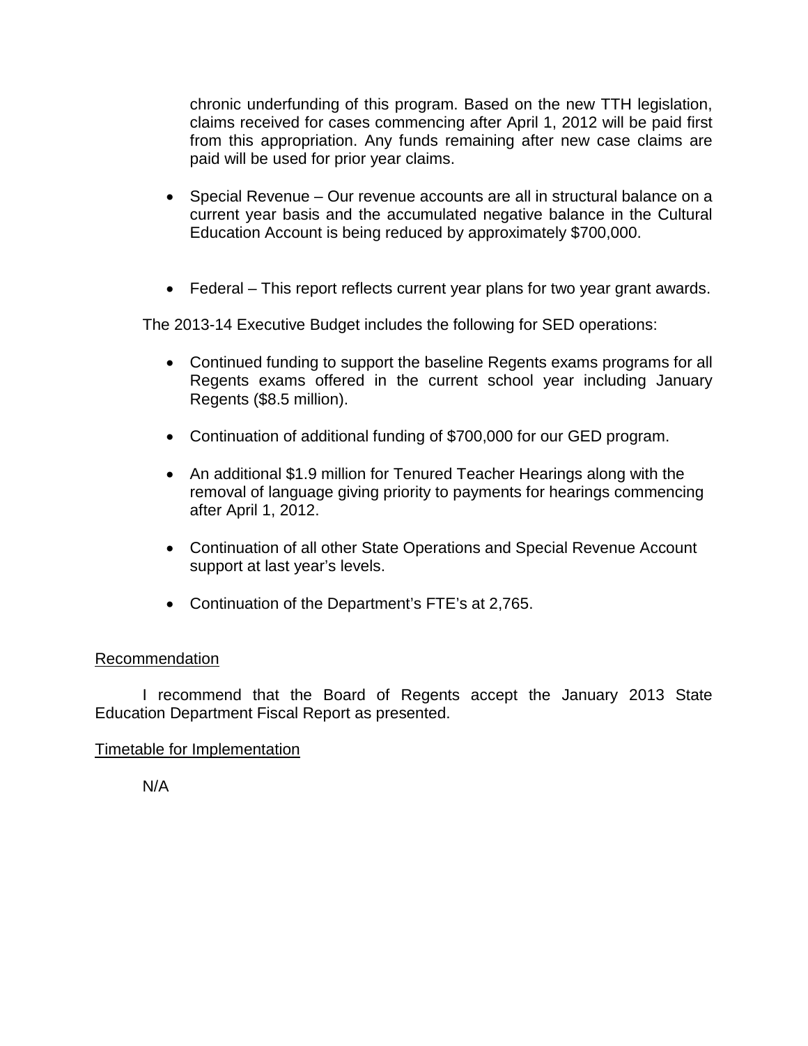chronic underfunding of this program. Based on the new TTH legislation, claims received for cases commencing after April 1, 2012 will be paid first from this appropriation. Any funds remaining after new case claims are paid will be used for prior year claims.

- Special Revenue – Our revenue accounts are all in structural balance on a current year basis and the accumulated negative balance in the Cultural Education Account is being reduced by approximately $700,000.

- Federal – This report reflects current year plans for two year grant awards.

The 2013-14 Executive Budget includes the following for SED operations:

- Continued funding to support the baseline Regents exams programs for all Regents exams offered in the current school year including January Regents ($8.5 million).

- Continuation of additional funding of $700,000 for our GED program.

- An additional $1.9 million for Tenured Teacher Hearings along with the removal of language giving priority to payments for hearings commencing after April 1, 2012.

- Continuation of all other State Operations and Special Revenue Account support at last year's levels.

- Continuation of the Department's FTE's at 2,765.

Recommendation

I recommend that the Board of Regents accept the January 2013 State Education Department Fiscal Report as presented.

Timetable for Implementation

N/A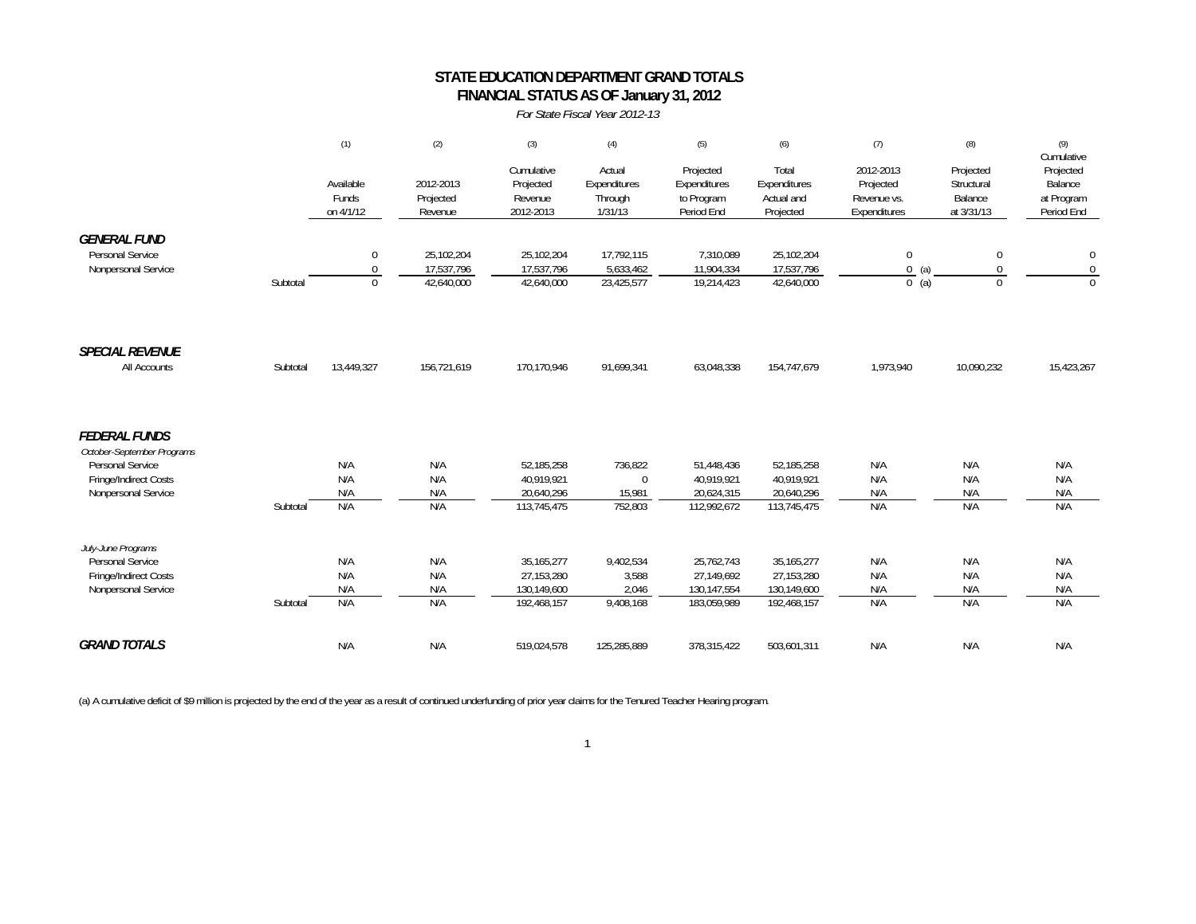# STATE EDUCATION DEPARTMENT GRAND TOTALS
## FINANCIAL STATUS AS OF January 31, 2012

*For State Fiscal Year 2012-13*

| | | (1) Available Funds on 4/1/12 | (2) 2012-2013 Projected Revenue | (3) Cumulative Projected Revenue 2012-2013 | (4) Actual Expenditures Through 1/31/13 | (5) Projected Expenditures to Program Period End | (6) Total Expenditures Actual and Projected | (7) 2012-2013 Projected Revenue vs. Expenditures | (8) Projected Structural Balance at 3/31/13 | (9) Cumulative Projected Balance at Program Period End |
|---|---|---|---|---|---|---|---|---|---|---|
| ***GENERAL FUND*** | | | | | | | | | | |
| Personal Service | | 0 | 25,102,204 | 25,102,204 | 17,792,115 | 7,310,089 | 25,102,204 | 0 | 0 | 0 |
| Nonpersonal Service | | 0 | 17,537,796 | 17,537,796 | 5,633,462 | 11,904,334 | 17,537,796 | 0 (a) | 0 | 0 |
| | Subtotal | 0 | 42,640,000 | 42,640,000 | 23,425,577 | 19,214,423 | 42,640,000 | 0 (a) | 0 | 0 |
| ***SPECIAL REVENUE*** | | | | | | | | | | |
| All Accounts | Subtotal | 13,449,327 | 156,721,619 | 170,170,946 | 91,699,341 | 63,048,338 | 154,747,679 | 1,973,940 | 10,090,232 | 15,423,267 |
| ***FEDERAL FUNDS*** | | | | | | | | | | |
| *October-September Programs* | | | | | | | | | | |
| Personal Service | | N/A | N/A | 52,185,258 | 736,822 | 51,448,436 | 52,185,258 | N/A | N/A | N/A |
| Fringe/Indirect Costs | | N/A | N/A | 40,919,921 | 0 | 40,919,921 | 40,919,921 | N/A | N/A | N/A |
| Nonpersonal Service | | N/A | N/A | 20,640,296 | 15,981 | 20,624,315 | 20,640,296 | N/A | N/A | N/A |
| | Subtotal | N/A | N/A | 113,745,475 | 752,803 | 112,992,672 | 113,745,475 | N/A | N/A | N/A |
| *July-June Programs* | | | | | | | | | | |
| Personal Service | | N/A | N/A | 35,165,277 | 9,402,534 | 25,762,743 | 35,165,277 | N/A | N/A | N/A |
| Fringe/Indirect Costs | | N/A | N/A | 27,153,280 | 3,588 | 27,149,692 | 27,153,280 | N/A | N/A | N/A |
| Nonpersonal Service | | N/A | N/A | 130,149,600 | 2,046 | 130,147,554 | 130,149,600 | N/A | N/A | N/A |
| | Subtotal | N/A | N/A | 192,468,157 | 9,408,168 | 183,059,989 | 192,468,157 | N/A | N/A | N/A |
| ***GRAND TOTALS*** | | N/A | N/A | 519,024,578 | 125,285,889 | 378,315,422 | 503,601,311 | N/A | N/A | N/A |

(a) A cumulative deficit of $9 million is projected by the end of the year as a result of continued underfunding of prior year claims for the Tenured Teacher Hearing program.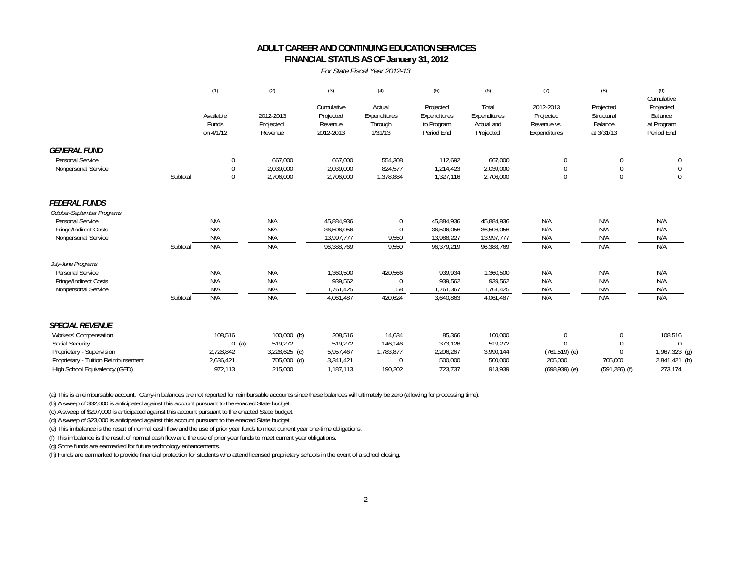# ADULT CAREER AND CONTINUING EDUCATION SERVICES

## FINANCIAL STATUS AS OF January 31, 2012

*For State Fiscal Year 2012-13*

| | | (1) Available Funds on 4/1/12 | (2) 2012-2013 Projected Revenue | (3) Cumulative Projected Revenue 2012-2013 | (4) Actual Expenditures Through 1/31/13 | (5) Projected Expenditures to Program Period End | (6) Total Expenditures Actual and Projected | (7) 2012-2013 Projected Revenue vs. Expenditures | (8) Projected Structural Balance at 3/31/13 | (9) Cumulative Projected Balance at Program Period End |
|---|---|---|---|---|---|---|---|---|---|---|
| ***GENERAL FUND*** | | | | | | | | | | |
| Personal Service | | 0 | 667,000 | 667,000 | 554,308 | 112,692 | 667,000 | 0 | 0 | 0 |
| Nonpersonal Service | | 0 | 2,039,000 | 2,039,000 | 824,577 | 1,214,423 | 2,039,000 | 0 | 0 | 0 |
| | Subtotal | 0 | 2,706,000 | 2,706,000 | 1,378,884 | 1,327,116 | 2,706,000 | 0 | 0 | 0 |
| ***FEDERAL FUNDS*** | | | | | | | | | | |
| *October-September Programs* | | | | | | | | | | |
| Personal Service | | N/A | N/A | 45,884,936 | 0 | 45,884,936 | 45,884,936 | N/A | N/A | N/A |
| Fringe/Indirect Costs | | N/A | N/A | 36,506,056 | 0 | 36,506,056 | 36,506,056 | N/A | N/A | N/A |
| Nonpersonal Service | | N/A | N/A | 13,997,777 | 9,550 | 13,988,227 | 13,997,777 | N/A | N/A | N/A |
| | Subtotal | N/A | N/A | 96,388,769 | 9,550 | 96,379,219 | 96,388,769 | N/A | N/A | N/A |
| *July-June Programs* | | | | | | | | | | |
| Personal Service | | N/A | N/A | 1,360,500 | 420,566 | 939,934 | 1,360,500 | N/A | N/A | N/A |
| Fringe/Indirect Costs | | N/A | N/A | 939,562 | 0 | 939,562 | 939,562 | N/A | N/A | N/A |
| Nonpersonal Service | | N/A | N/A | 1,761,425 | 58 | 1,761,367 | 1,761,425 | N/A | N/A | N/A |
| | Subtotal | N/A | N/A | 4,061,487 | 420,624 | 3,640,863 | 4,061,487 | N/A | N/A | N/A |
| ***SPECIAL REVENUE*** | | | | | | | | | | |
| Workers' Compensation | | 108,516 | 100,000 (b) | 208,516 | 14,634 | 85,366 | 100,000 | 0 | 0 | 108,516 |
| Social Security | | 0 (a) | 519,272 | 519,272 | 146,146 | 373,126 | 519,272 | 0 | 0 | 0 |
| Proprietary - Supervision | | 2,728,842 | 3,228,625 (c) | 5,957,467 | 1,783,877 | 2,206,267 | 3,990,144 | (761,519) (e) | 0 | 1,967,323 (g) |
| Proprietary - Tuition Reimbursement | | 2,636,421 | 705,000 (d) | 3,341,421 | 0 | 500,000 | 500,000 | 205,000 | 705,000 | 2,841,421 (h) |
| High School Equivalency (GED) | | 972,113 | 215,000 | 1,187,113 | 190,202 | 723,737 | 913,939 | (698,939) (e) | (591,286) (f) | 273,174 |

(a) This is a reimbursable account. Carry-in balances are not reported for reimbursable accounts since these balances will ultimately be zero (allowing for processing time).

(b) A sweep of $32,000 is anticipated against this account pursuant to the enacted State budget.

(c) A sweep of $297,000 is anticipated against this account pursuant to the enacted State budget.

(d) A sweep of $23,000 is anticipated against this account pursuant to the enacted State budget.

(e) This imbalance is the result of normal cash flow and the use of prior year funds to meet current year one-time obligations.

(f) This imbalance is the result of normal cash flow and the use of prior year funds to meet current year obligations.

(g) Some funds are earmarked for future technology enhancements.

(h) Funds are earmarked to provide financial protection for students who attend licensed proprietary schools in the event of a school closing.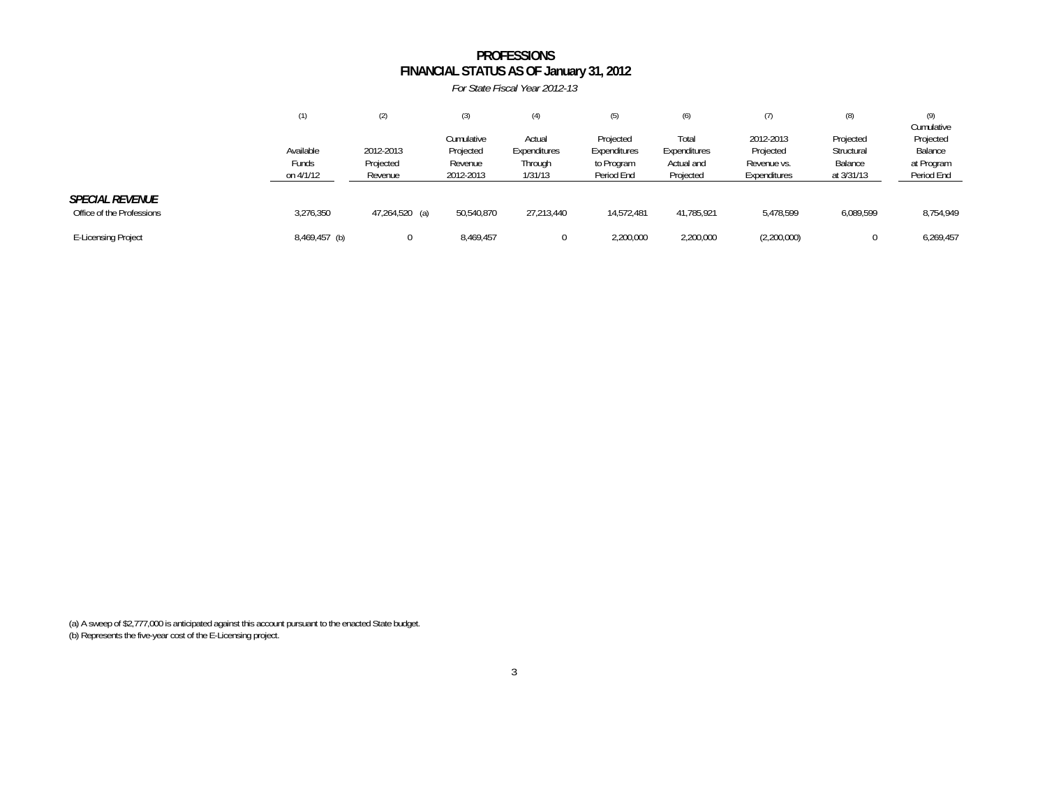# PROFESSIONS
## FINANCIAL STATUS AS OF January 31, 2012

*For State Fiscal Year 2012-13*

| | (1) Available Funds on 4/1/12 | (2) 2012-2013 Projected Revenue | (3) Cumulative Projected Revenue 2012-2013 | (4) Actual Expenditures Through 1/31/13 | (5) Projected Expenditures to Program Period End | (6) Total Expenditures Actual and Projected | (7) 2012-2013 Projected Revenue vs. Expenditures | (8) Projected Structural Balance at 3/31/13 | (9) Cumulative Projected Balance at Program Period End |
|---|---|---|---|---|---|---|---|---|---|
| ***SPECIAL REVENUE*** | | | | | | | | | |
| Office of the Professions | 3,276,350 | 47,264,520 (a) | 50,540,870 | 27,213,440 | 14,572,481 | 41,785,921 | 5,478,599 | 6,089,599 | 8,754,949 |
| E-Licensing Project | 8,469,457 (b) | 0 | 8,469,457 | 0 | 2,200,000 | 2,200,000 | (2,200,000) | 0 | 6,269,457 |

(a) A sweep of $2,777,000 is anticipated against this account pursuant to the enacted State budget.
(b) Represents the five-year cost of the E-Licensing project.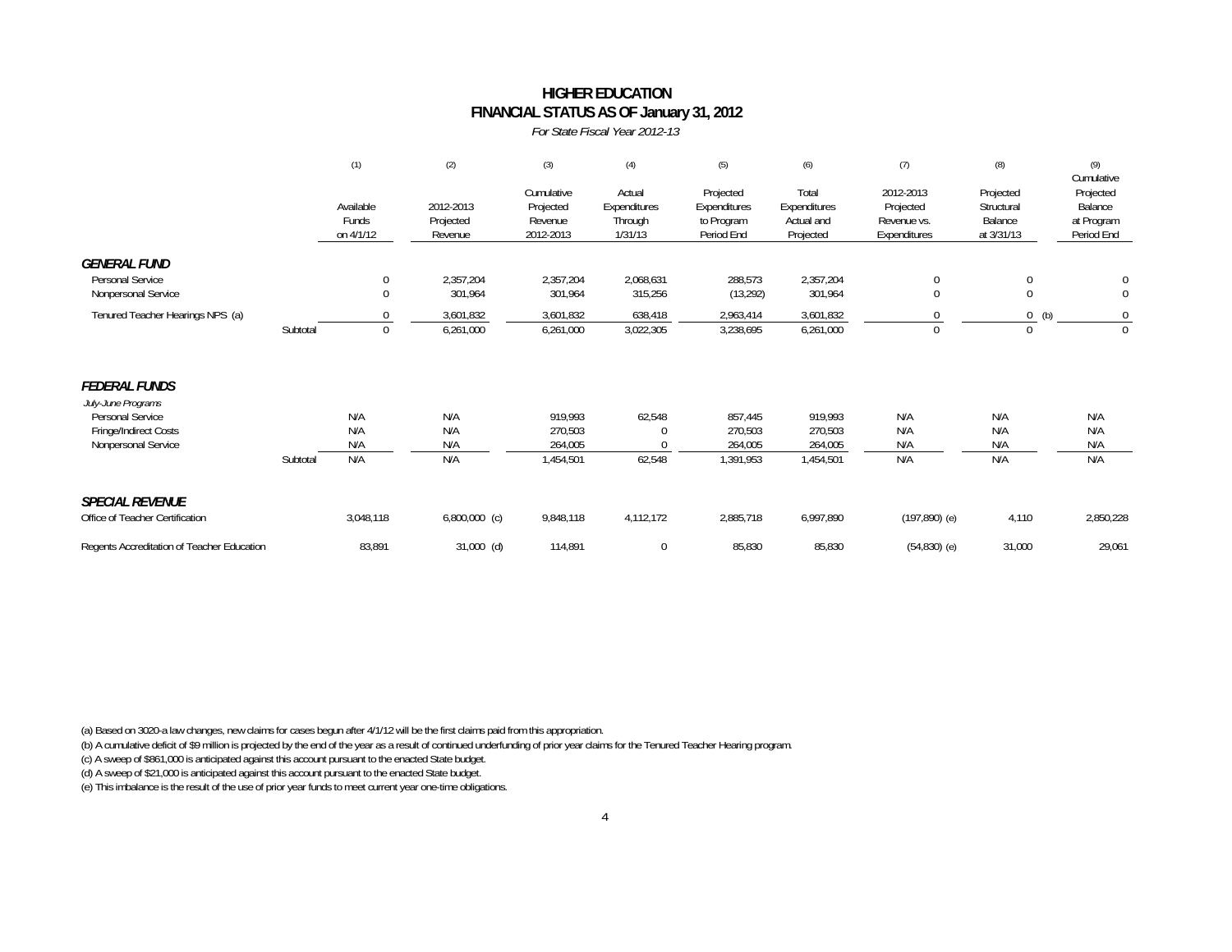# HIGHER EDUCATION
## FINANCIAL STATUS AS OF January 31, 2012
*For State Fiscal Year 2012-13*

| | | (1) Available Funds on 4/1/12 | (2) 2012-2013 Projected Revenue | (3) Cumulative Projected Revenue 2012-2013 | (4) Actual Expenditures Through 1/31/13 | (5) Projected Expenditures to Program Period End | (6) Total Expenditures Actual and Projected | (7) 2012-2013 Projected Revenue vs. Expenditures | (8) Projected Structural Balance at 3/31/13 | (9) Cumulative Projected Balance at Program Period End |
|---|---|---|---|---|---|---|---|---|---|---|
| ***GENERAL FUND*** | | | | | | | | | | |
| Personal Service | | 0 | 2,357,204 | 2,357,204 | 2,068,631 | 288,573 | 2,357,204 | 0 | 0 | 0 |
| Nonpersonal Service | | 0 | 301,964 | 301,964 | 315,256 | (13,292) | 301,964 | 0 | 0 | 0 |
| Tenured Teacher Hearings NPS (a) | | 0 | 3,601,832 | 3,601,832 | 638,418 | 2,963,414 | 3,601,832 | 0 | 0 (b) | 0 |
| | Subtotal | 0 | 6,261,000 | 6,261,000 | 3,022,305 | 3,238,695 | 6,261,000 | 0 | 0 | 0 |
| ***FEDERAL FUNDS*** | | | | | | | | | | |
| *July-June Programs* | | | | | | | | | | |
| Personal Service | | N/A | N/A | 919,993 | 62,548 | 857,445 | 919,993 | N/A | N/A | N/A |
| Fringe/Indirect Costs | | N/A | N/A | 270,503 | 0 | 270,503 | 270,503 | N/A | N/A | N/A |
| Nonpersonal Service | | N/A | N/A | 264,005 | 0 | 264,005 | 264,005 | N/A | N/A | N/A |
| | Subtotal | N/A | N/A | 1,454,501 | 62,548 | 1,391,953 | 1,454,501 | N/A | N/A | N/A |
| ***SPECIAL REVENUE*** | | | | | | | | | | |
| Office of Teacher Certification | | 3,048,118 | 6,800,000 (c) | 9,848,118 | 4,112,172 | 2,885,718 | 6,997,890 | (197,890) (e) | 4,110 | 2,850,228 |
| Regents Accreditation of Teacher Education | | 83,891 | 31,000 (d) | 114,891 | 0 | 85,830 | 85,830 | (54,830) (e) | 31,000 | 29,061 |

(a) Based on 3020-a law changes, new claims for cases begun after 4/1/12 will be the first claims paid from this appropriation.

(b) A cumulative deficit of $9 million is projected by the end of the year as a result of continued underfunding of prior year claims for the Tenured Teacher Hearing program.

(c) A sweep of $861,000 is anticipated against this account pursuant to the enacted State budget.

(d) A sweep of $21,000 is anticipated against this account pursuant to the enacted State budget.

(e) This imbalance is the result of the use of prior year funds to meet current year one-time obligations.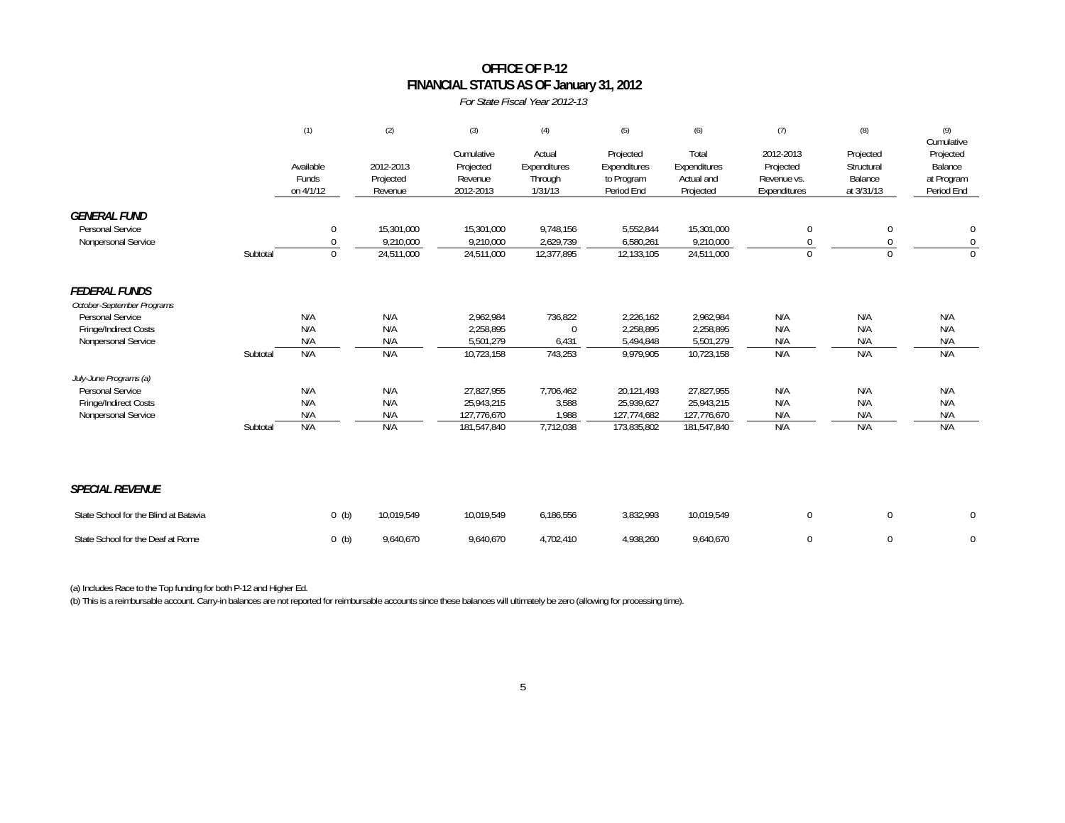# OFFICE OF P-12
## FINANCIAL STATUS AS OF January 31, 2012
*For State Fiscal Year 2012-13*

| | | (1) Available Funds on 4/1/12 | (2) 2012-2013 Projected Revenue | (3) Cumulative Projected Revenue 2012-2013 | (4) Actual Expenditures Through 1/31/13 | (5) Projected Expenditures to Program Period End | (6) Total Expenditures Actual and Projected | (7) 2012-2013 Projected Revenue vs. Expenditures | (8) Projected Structural Balance at 3/31/13 | (9) Cumulative Projected Balance at Program Period End |
|---|---|---|---|---|---|---|---|---|---|---|
| ***GENERAL FUND*** | | | | | | | | | | |
| Personal Service | | 0 | 15,301,000 | 15,301,000 | 9,748,156 | 5,552,844 | 15,301,000 | 0 | 0 | 0 |
| Nonpersonal Service | | 0 | 9,210,000 | 9,210,000 | 2,629,739 | 6,580,261 | 9,210,000 | 0 | 0 | 0 |
| | Subtotal | 0 | 24,511,000 | 24,511,000 | 12,377,895 | 12,133,105 | 24,511,000 | 0 | 0 | 0 |
| ***FEDERAL FUNDS*** | | | | | | | | | | |
| *October-September Programs* | | | | | | | | | | |
| Personal Service | | N/A | N/A | 2,962,984 | 736,822 | 2,226,162 | 2,962,984 | N/A | N/A | N/A |
| Fringe/Indirect Costs | | N/A | N/A | 2,258,895 | 0 | 2,258,895 | 2,258,895 | N/A | N/A | N/A |
| Nonpersonal Service | | N/A | N/A | 5,501,279 | 6,431 | 5,494,848 | 5,501,279 | N/A | N/A | N/A |
| | Subtotal | N/A | N/A | 10,723,158 | 743,253 | 9,979,905 | 10,723,158 | N/A | N/A | N/A |
| *July-June Programs (a)* | | | | | | | | | | |
| Personal Service | | N/A | N/A | 27,827,955 | 7,706,462 | 20,121,493 | 27,827,955 | N/A | N/A | N/A |
| Fringe/Indirect Costs | | N/A | N/A | 25,943,215 | 3,588 | 25,939,627 | 25,943,215 | N/A | N/A | N/A |
| Nonpersonal Service | | N/A | N/A | 127,776,670 | 1,988 | 127,774,682 | 127,776,670 | N/A | N/A | N/A |
| | Subtotal | N/A | N/A | 181,547,840 | 7,712,038 | 173,835,802 | 181,547,840 | N/A | N/A | N/A |
| ***SPECIAL REVENUE*** | | | | | | | | | | |
| State School for the Blind at Batavia | | 0 (b) | 10,019,549 | 10,019,549 | 6,186,556 | 3,832,993 | 10,019,549 | 0 | 0 | 0 |
| State School for the Deaf at Rome | | 0 (b) | 9,640,670 | 9,640,670 | 4,702,410 | 4,938,260 | 9,640,670 | 0 | 0 | 0 |

(a) Includes Race to the Top funding for both P-12 and Higher Ed.

(b) This is a reimbursable account. Carry-in balances are not reported for reimbursable accounts since these balances will ultimately be zero (allowing for processing time).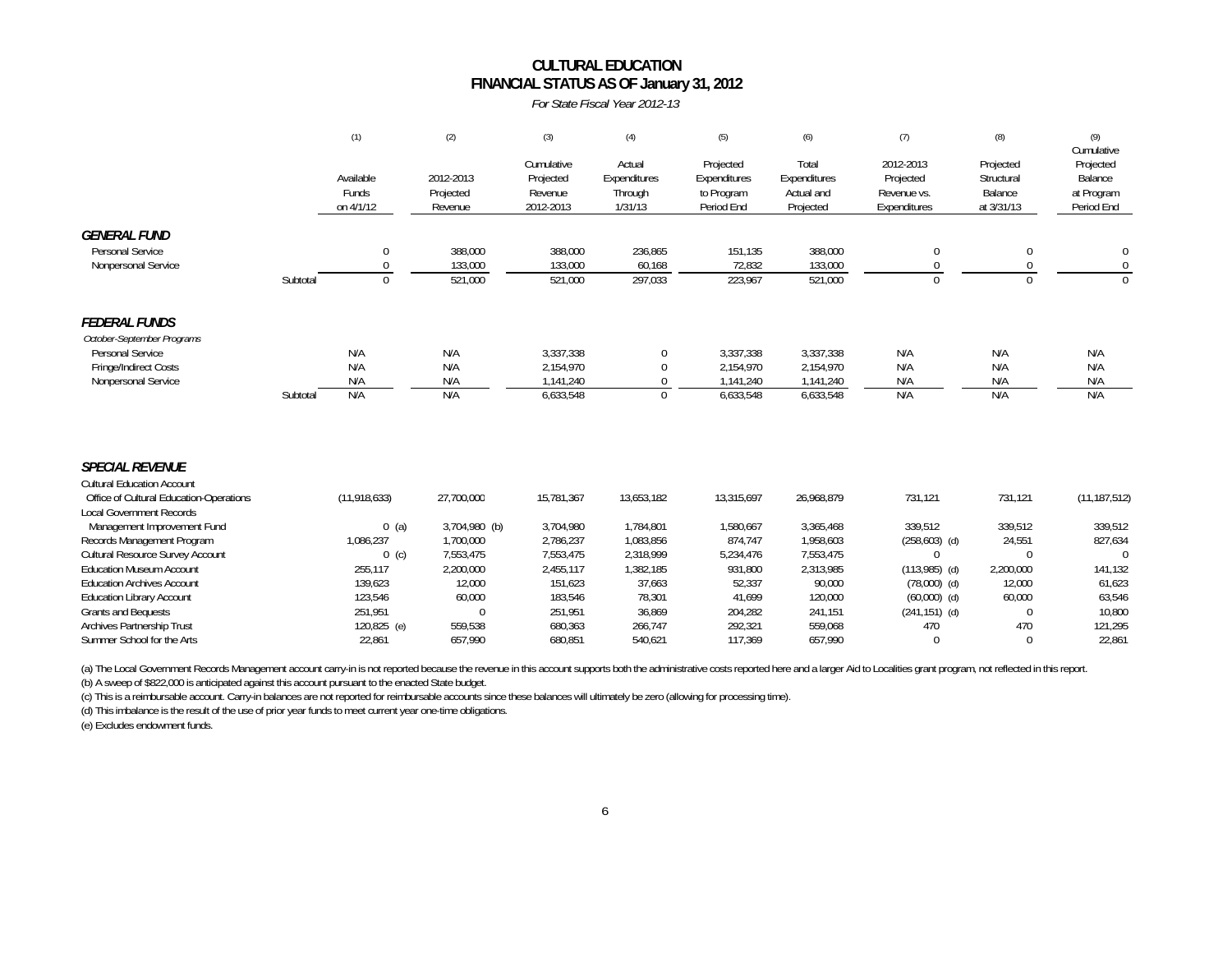# CULTURAL EDUCATION
## FINANCIAL STATUS AS OF January 31, 2012

*For State Fiscal Year 2012-13*

| | | (1) Available Funds on 4/1/12 | (2) 2012-2013 Projected Revenue | (3) Cumulative Projected Revenue 2012-2013 | (4) Actual Expenditures Through 1/31/13 | (5) Projected Expenditures to Program Period End | (6) Total Expenditures Actual and Projected | (7) 2012-2013 Projected Revenue vs. Expenditures | (8) Projected Structural Balance at 3/31/13 | (9) Cumulative Projected Balance at Program Period End |
|---|---|---|---|---|---|---|---|---|---|---|
| ***GENERAL FUND*** | | | | | | | | | | |
| Personal Service | | 0 | 388,000 | 388,000 | 236,865 | 151,135 | 388,000 | 0 | 0 | 0 |
| Nonpersonal Service | | 0 | 133,000 | 133,000 | 60,168 | 72,832 | 133,000 | 0 | 0 | 0 |
| | Subtotal | 0 | 521,000 | 521,000 | 297,033 | 223,967 | 521,000 | 0 | 0 | 0 |
| ***FEDERAL FUNDS*** | | | | | | | | | | |
| *October-September Programs* | | | | | | | | | | |
| Personal Service | | N/A | N/A | 3,337,338 | 0 | 3,337,338 | 3,337,338 | N/A | N/A | N/A |
| Fringe/Indirect Costs | | N/A | N/A | 2,154,970 | 0 | 2,154,970 | 2,154,970 | N/A | N/A | N/A |
| Nonpersonal Service | | N/A | N/A | 1,141,240 | 0 | 1,141,240 | 1,141,240 | N/A | N/A | N/A |
| | Subtotal | N/A | N/A | 6,633,548 | 0 | 6,633,548 | 6,633,548 | N/A | N/A | N/A |
| ***SPECIAL REVENUE*** | | | | | | | | | | |
| Cultural Education Account | | | | | | | | | | |
| Office of Cultural Education-Operations | | (11,918,633) | 27,700,000 | 15,781,367 | 13,653,182 | 13,315,697 | 26,968,879 | 731,121 | 731,121 | (11,187,512) |
| Local Government Records | | | | | | | | | | |
| Management Improvement Fund | | 0 (a) | 3,704,980 (b) | 3,704,980 | 1,784,801 | 1,580,667 | 3,365,468 | 339,512 | 339,512 | 339,512 |
| Records Management Program | | 1,086,237 | 1,700,000 | 2,786,237 | 1,083,856 | 874,747 | 1,958,603 | (258,603) (d) | 24,551 | 827,634 |
| Cultural Resource Survey Account | | 0 (c) | 7,553,475 | 7,553,475 | 2,318,999 | 5,234,476 | 7,553,475 | 0 | 0 | 0 |
| Education Museum Account | | 255,117 | 2,200,000 | 2,455,117 | 1,382,185 | 931,800 | 2,313,985 | (113,985) (d) | 2,200,000 | 141,132 |
| Education Archives Account | | 139,623 | 12,000 | 151,623 | 37,663 | 52,337 | 90,000 | (78,000) (d) | 12,000 | 61,623 |
| Education Library Account | | 123,546 | 60,000 | 183,546 | 78,301 | 41,699 | 120,000 | (60,000) (d) | 60,000 | 63,546 |
| Grants and Bequests | | 251,951 | 0 | 251,951 | 36,869 | 204,282 | 241,151 | (241,151) (d) | 0 | 10,800 |
| Archives Partnership Trust | | 120,825 (e) | 559,538 | 680,363 | 266,747 | 292,321 | 559,068 | 470 | 470 | 121,295 |
| Summer School for the Arts | | 22,861 | 657,990 | 680,851 | 540,621 | 117,369 | 657,990 | 0 | 0 | 22,861 |

(a) The Local Government Records Management account carry-in is not reported because the revenue in this account supports both the administrative costs reported here and a larger Aid to Localities grant program, not reflected in this report.

(b) A sweep of $822,000 is anticipated against this account pursuant to the enacted State budget.

(c) This is a reimbursable account. Carry-in balances are not reported for reimbursable accounts since these balances will ultimately be zero (allowing for processing time).

(d) This imbalance is the result of the use of prior year funds to meet current year one-time obligations.

(e) Excludes endowment funds.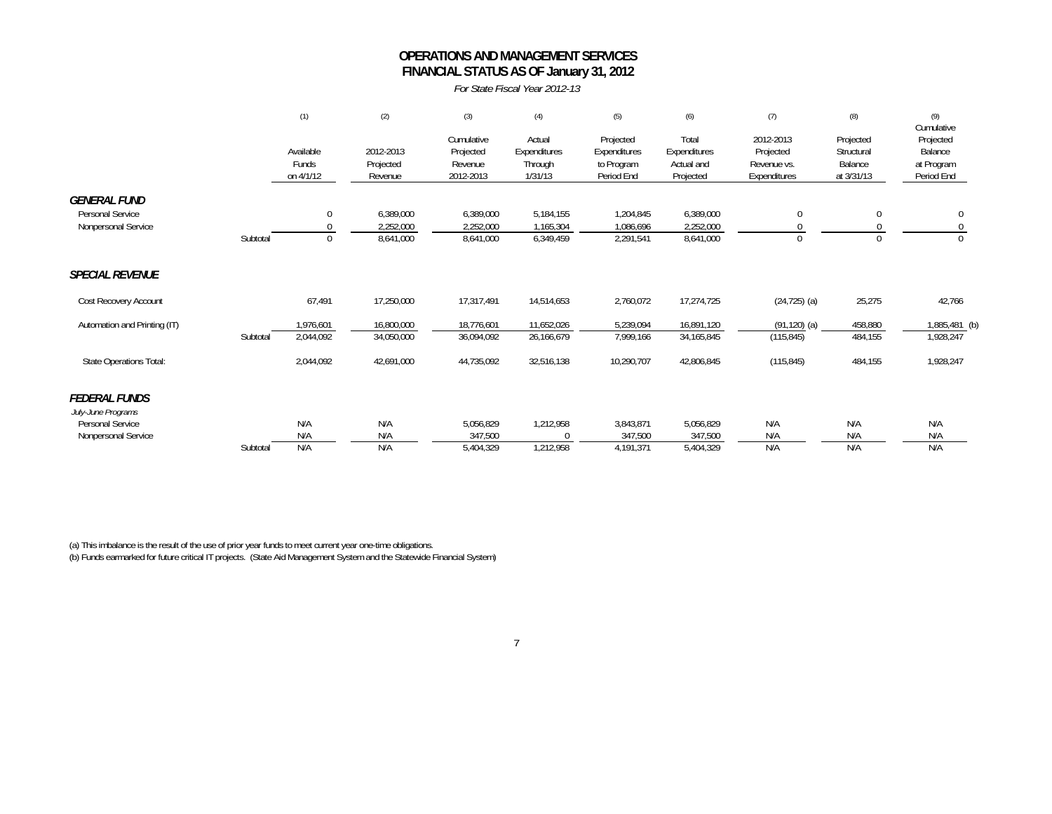# OPERATIONS AND MANAGEMENT SERVICES
## FINANCIAL STATUS AS OF January 31, 2012

*For State Fiscal Year 2012-13*

| | | (1) | (2) | (3) | (4) | (5) | (6) | (7) | (8) | (9) |
|---|---|---|---|---|---|---|---|---|---|---|
| | | Available Funds on 4/1/12 | 2012-2013 Projected Revenue | Cumulative Projected Revenue 2012-2013 | Actual Expenditures Through 1/31/13 | Projected Expenditures to Program Period End | Total Expenditures Actual and Projected | 2012-2013 Projected Revenue vs. Expenditures | Projected Structural Balance at 3/31/13 | Cumulative Projected Balance at Program Period End |
| ***GENERAL FUND*** | | | | | | | | | | |
| Personal Service | | 0 | 6,389,000 | 6,389,000 | 5,184,155 | 1,204,845 | 6,389,000 | 0 | 0 | 0 |
| Nonpersonal Service | | 0 | 2,252,000 | 2,252,000 | 1,165,304 | 1,086,696 | 2,252,000 | 0 | 0 | 0 |
| | Subtotal | 0 | 8,641,000 | 8,641,000 | 6,349,459 | 2,291,541 | 8,641,000 | 0 | 0 | 0 |
| ***SPECIAL REVENUE*** | | | | | | | | | | |
| Cost Recovery Account | | 67,491 | 17,250,000 | 17,317,491 | 14,514,653 | 2,760,072 | 17,274,725 | (24,725) (a) | 25,275 | 42,766 |
| Automation and Printing (IT) | | 1,976,601 | 16,800,000 | 18,776,601 | 11,652,026 | 5,239,094 | 16,891,120 | (91,120) (a) | 458,880 | 1,885,481 (b) |
| | Subtotal | 2,044,092 | 34,050,000 | 36,094,092 | 26,166,679 | 7,999,166 | 34,165,845 | (115,845) | 484,155 | 1,928,247 |
| State Operations Total: | | 2,044,092 | 42,691,000 | 44,735,092 | 32,516,138 | 10,290,707 | 42,806,845 | (115,845) | 484,155 | 1,928,247 |
| ***FEDERAL FUNDS*** | | | | | | | | | | |
| *July-June Programs* | | | | | | | | | | |
| Personal Service | | N/A | N/A | 5,056,829 | 1,212,958 | 3,843,871 | 5,056,829 | N/A | N/A | N/A |
| Nonpersonal Service | | N/A | N/A | 347,500 | 0 | 347,500 | 347,500 | N/A | N/A | N/A |
| | Subtotal | N/A | N/A | 5,404,329 | 1,212,958 | 4,191,371 | 5,404,329 | N/A | N/A | N/A |

(a) This imbalance is the result of the use of prior year funds to meet current year one-time obligations.

(b) Funds earmarked for future critical IT projects. (State Aid Management System and the Statewide Financial System)